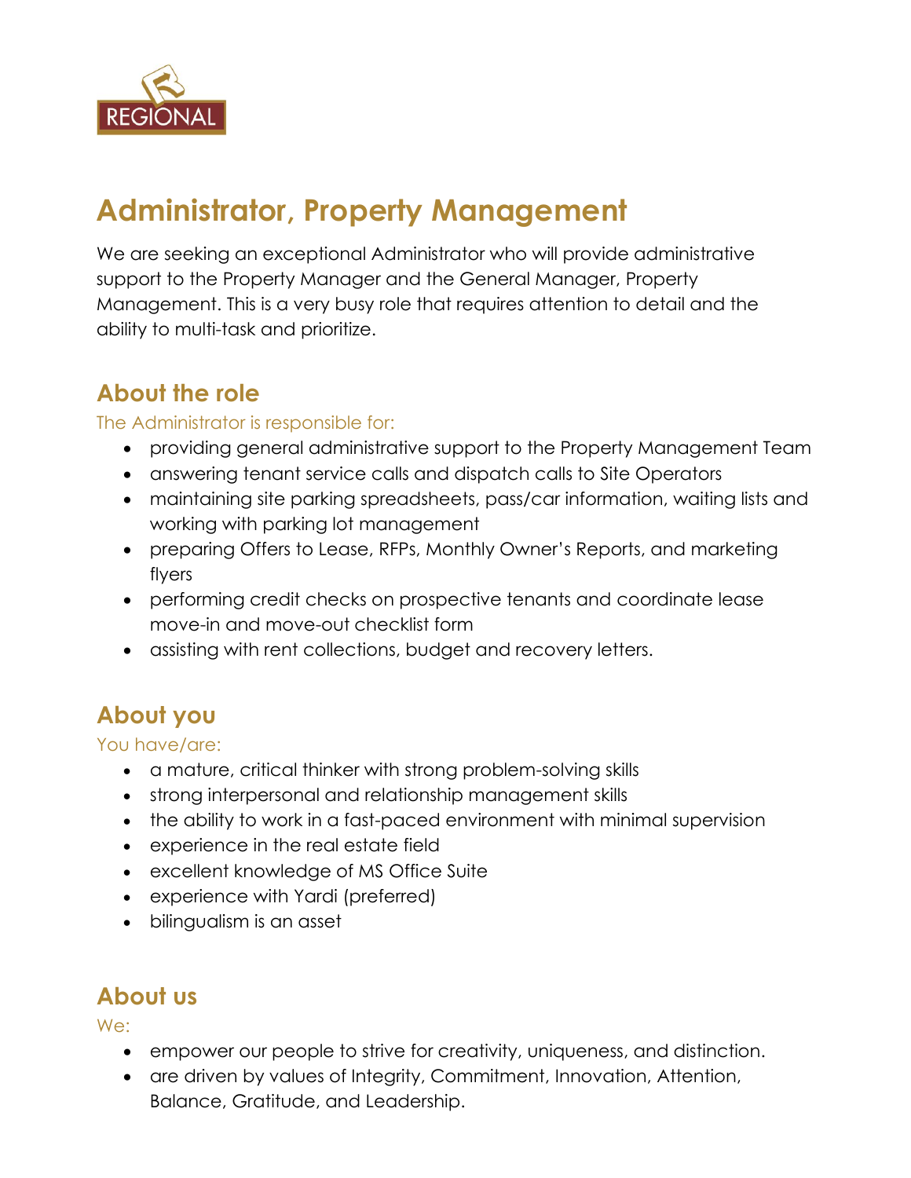REGIONAL

# Administrator, Property Management

We are seeking an exceptional Administrator who will provide administrative support to the Property Manager and the General Manager, Property Management. This is a very busy role that requires attention to detail and the ability to multi-task and prioritize.

## About the role

The Administrator is responsible for:

- providing general administrative support to the Property Management Team
- answering tenant service calls and dispatch calls to Site Operators
- maintaining site parking spreadsheets, pass/car information, waiting lists and working with parking lot management
- preparing Offers to Lease, RFPs, Monthly Owner's Reports, and marketing flyers
- performing credit checks on prospective tenants and coordinate lease move-in and move-out checklist form
- assisting with rent collections, budget and recovery letters.

## About you

You have/are:

- a mature, critical thinker with strong problem-solving skills
- strong interpersonal and relationship management skills
- the ability to work in a fast-paced environment with minimal supervision
- experience in the real estate field
- excellent knowledge of MS Office Suite
- experience with Yardi (preferred)
- bilingualism is an asset

## About us

We:

- empower our people to strive for creativity, uniqueness, and distinction.
- are driven by values of Integrity, Commitment, Innovation, Attention, Balance, Gratitude, and Leadership.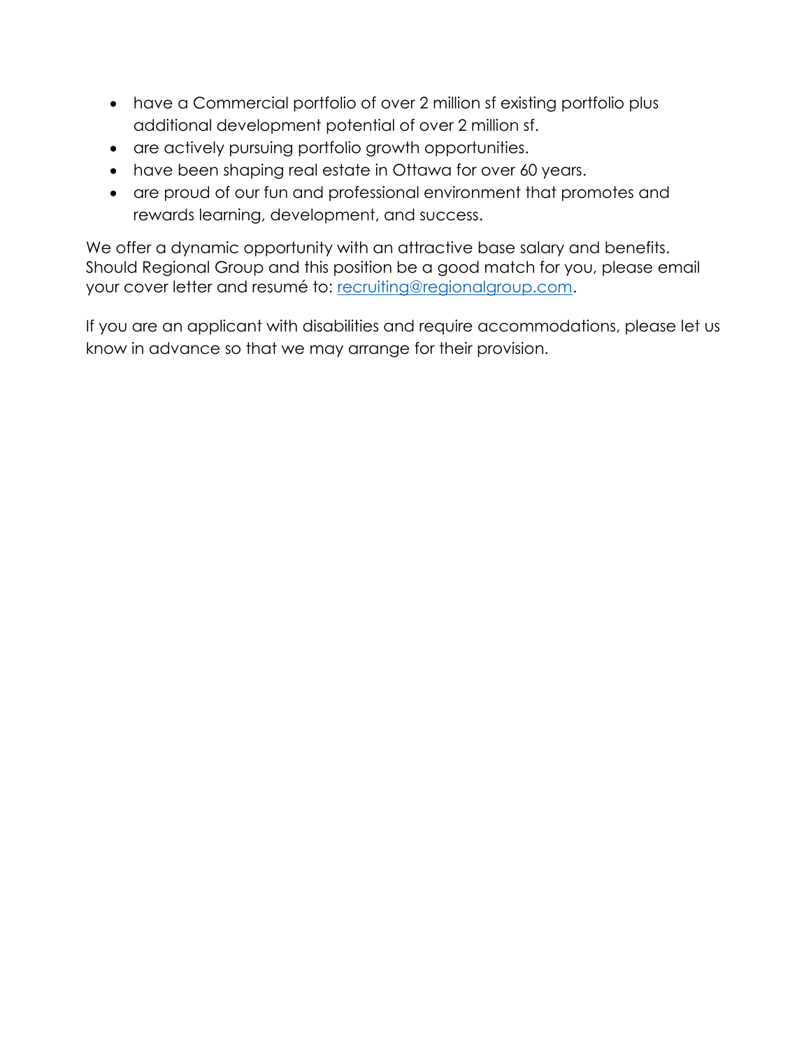- have a Commercial portfolio of over 2 million sf existing portfolio plus additional development potential of over 2 million sf.
- are actively pursuing portfolio growth opportunities.
- have been shaping real estate in Ottawa for over 60 years.
- are proud of our fun and professional environment that promotes and rewards learning, development, and success.

We offer a dynamic opportunity with an attractive base salary and benefits. Should Regional Group and this position be a good match for you, please email your cover letter and resumé to: [recruiting@regionalgroup.com](mailto:recruiting@regionalgroup.com).

If you are an applicant with disabilities and require accommodations, please let us know in advance so that we may arrange for their provision.